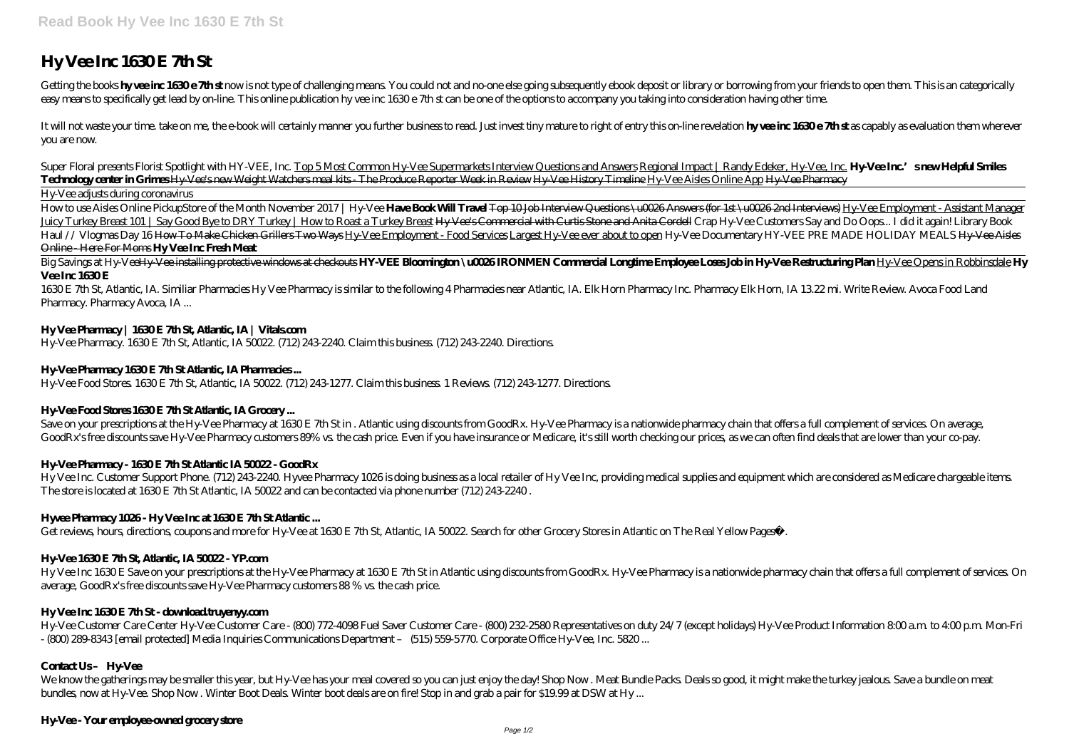# Hy Vee Inc 1630 E 7th St

Getting the books **hy vee inc 1630 e 7th st** now is not type of challenging means. You could not and no-one else going subsequently ebook deposit or library or borrowing from your friends to open them. This is an categorically easy means to specifically get lead by on-line. This online publication hy vee inc 1630 e 7th st can be one of the options to accompany you taking into consideration having other time.

It will not waste your time. take on me, the e-book will certainly manner you further business to read. Just invest tiny mature to right of entry this on-line revelation **hy vee inc 1630 e 7th st** as capably as evaluation them wherever you are now.

*Super Floral presents Florist Spotlight with HY-VEE, Inc.* Top 5 Most Common Hy-Vee Supermarkets Interview Questions and Answers Regional Impact | Randy Edeker, Hy-Vee, Inc. **Hy-Vee Inc.'s new Helpful Smiles Technology center in Grimes** Hy-Vee's new Weight Watchers meal kits - The Produce Reporter Week in Review Hy-Vee History Timeline Hy-Vee Aisles Online App Hy-Vee Pharmacy

Hy-Vee adjusts during coronavirus

How to use Aisles Online Pickup*Store of the Month November 2017 | Hy-Vee* **Have Book Will Travel** Top 10 Job Interview Questions \u0026 Answers (for 1st \u0026 2nd Interviews) Hy-Vee Employment - Assistant Manager Juicy Turkey Breast 101 | Say Good Bye to DRY Turkey | How to Roast a Turkey Breast Hy-Vee's Commercial with Curtis Stone and Anita Cordell *Crap Hy-Vee Customers Say and Do Oops... I did it again! Library Book Haul // Vlogmas Day 16* How To Make Chicken Grillers Two Ways Hy-Vee Employment - Food Services Largest Hy-Vee ever about to open *Hy-Vee Documentary HY-VEE PRE MADE HOLIDAY MEALS* Hy-Vee Aisles Online - Here For Moms **Hy Vee Inc Fresh Meat**

Big Savings at Hy-VeeHy-Vee installing protective windows at checkouts **HY-VEE Bloomington \u0026 IRONMEN Commercial Longtime Employee Loses Job in Hy-Vee Restructuring Plan** Hy-Vee Opens in Robbinsdale **Hy Vee Inc 1630 E**

1630 E 7th St, Atlantic, IA. Similiar Pharmacies Hy Vee Pharmacy is similar to the following 4 Pharmacies near Atlantic, IA. Elk Horn Pharmacy Inc. Pharmacy Elk Horn, IA 13.22 mi. Write Review. Avoca Food Land Pharmacy. Pharmacy Avoca, IA ...

**Hy Vee Pharmacy | 1630 E 7th St, Atlantic, IA | Vitals.com**

Hy-Vee Pharmacy. 1630 E 7th St, Atlantic, IA 50022. (712) 243-2240. Claim this business. (712) 243-2240. Directions.

**Hy-Vee Pharmacy 1630 E 7th St Atlantic, IA Pharmacies ...**

Hy-Vee Food Stores. 1630 E 7th St, Atlantic, IA 50022. (712) 243-1277. Claim this business. 1 Reviews. (712) 243-1277. Directions.

**Hy-Vee Food Stores 1630 E 7th St Atlantic, IA Grocery ...**

Save on your prescriptions at the Hy-Vee Pharmacy at 1630 E 7th St in . Atlantic using discounts from GoodRx. Hy-Vee Pharmacy is a nationwide pharmacy chain that offers a full complement of services. On average, GoodRx's free discounts save Hy-Vee Pharmacy customers 89% vs. the cash price. Even if you have insurance or Medicare, it's still worth checking our prices, as we can often find deals that are lower than your co-pay.

**Hy-Vee Pharmacy - 1630 E 7th St Atlantic IA 50022 - GoodRx**

Hy Vee Inc. Customer Support Phone. (712) 243-2240. Hyvee Pharmacy 1026 is doing business as a local retailer of Hy Vee Inc, providing medical supplies and equipment which are considered as Medicare chargeable items. The store is located at 1630 E 7th St Atlantic, IA 50022 and can be contacted via phone number (712) 243-2240 .

**Hyvee Pharmacy 1026 - Hy Vee Inc at 1630 E 7th St Atlantic ...**

Get reviews, hours, directions, coupons and more for Hy-Vee at 1630 E 7th St, Atlantic, IA 50022. Search for other Grocery Stores in Atlantic on The Real Yellow Pages®.

**Hy-Vee 1630 E 7th St, Atlantic, IA 50022 - YP.com**

Hy Vee Inc 1630 E Save on your prescriptions at the Hy-Vee Pharmacy at 1630 E 7th St in Atlantic using discounts from GoodRx. Hy-Vee Pharmacy is a nationwide pharmacy chain that offers a full complement of services. On average, GoodRx's free discounts save Hy-Vee Pharmacy customers 88 % vs. the cash price.

**Hy Vee Inc 1630 E 7th St - download.truyenyy.com**

Hy-Vee Customer Care Center Hy-Vee Customer Care - (800) 772-4098 Fuel Saver Customer Care - (800) 232-2580 Representatives on duty 24/7 (except holidays) Hy-Vee Product Information 8:00 a.m. to 4:00 p.m. Mon-Fri - (800) 289-8343 [email protected] Media Inquiries Communications Department – (515) 559-5770. Corporate Office Hy-Vee, Inc. 5820 ...

**Contact Us – Hy-Vee**

We know the gatherings may be smaller this year, but Hy-Vee has your meal covered so you can just enjoy the day! Shop Now . Meat Bundle Packs. Deals so good, it might make the turkey jealous. Save a bundle on meat bundles, now at Hy-Vee. Shop Now . Winter Boot Deals. Winter boot deals are on fire! Stop in and grab a pair for $19.99 at DSW at Hy ...

**Hy-Vee - Your employee-owned grocery store**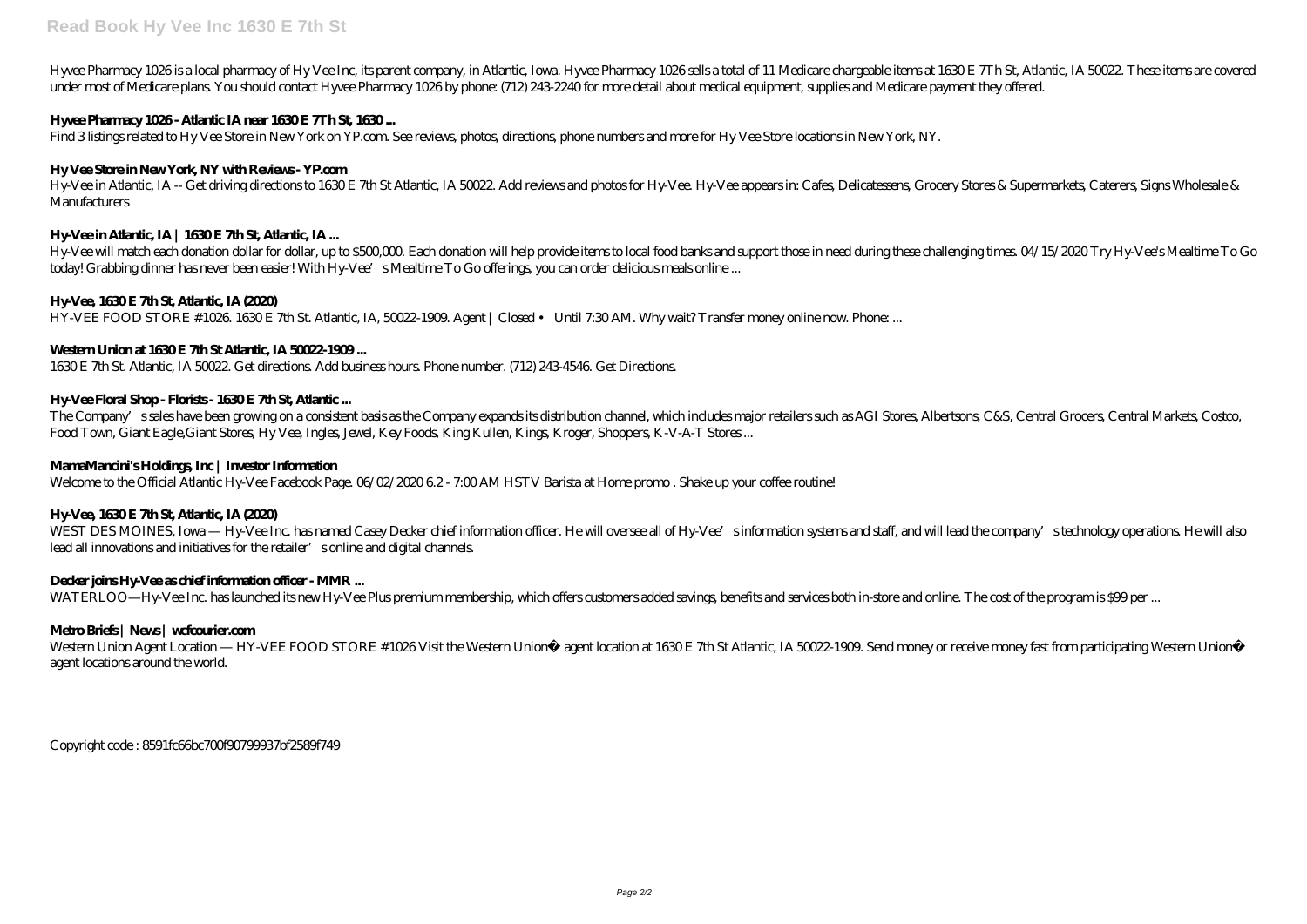Hyvee Pharmacy 1026 is a local pharmacy of Hy Vee Inc, its parent company, in Atlantic, Iowa. Hyvee Pharmacy 1026 sells a total of 11 Medicare chargeable items at 1630 E 7Th St, Atlantic, IA 50022. These items are covered under most of Medicare plans. You should contact Hyvee Pharmacy 1026 by phone: (712) 243-2240 for more detail about medical equipment, supplies and Medicare payment they offered.

**Hyvee Pharmacy 1026 - Atlantic IA near 1630 E 7Th St, 1630 ...**

Find 3 listings related to Hy Vee Store in New York on YP.com. See reviews, photos, directions, phone numbers and more for Hy Vee Store locations in New York, NY.

**Hy Vee Store in New York, NY with Reviews - YP.com**

Hy-Vee in Atlantic, IA -- Get driving directions to 1630 E 7th St Atlantic, IA 50022. Add reviews and photos for Hy-Vee. Hy-Vee appears in: Cafes, Delicatessens, Grocery Stores & Supermarkets, Caterers, Signs Wholesale & Manufacturers

**Hy-Vee in Atlantic, IA | 1630 E 7th St, Atlantic, IA ...**

Hy-Vee will match each donation dollar for dollar, up to $500,000. Each donation will help provide items to local food banks and support those in need during these challenging times. 04/15/2020 Try Hy-Vee's Mealtime To Go today! Grabbing dinner has never been easier! With Hy-Vee's Mealtime To Go offerings, you can order delicious meals online ...

**Hy-Vee, 1630 E 7th St, Atlantic, IA (2020)**

HY-VEE FOOD STORE #1026. 1630 E 7th St. Atlantic, IA, 50022-1909. Agent | Closed • Until 7:30 AM. Why wait? Transfer money online now. Phone: ...

**Western Union at 1630 E 7th St Atlantic, IA 50022-1909 ...**

1630 E 7th St. Atlantic, IA 50022. Get directions. Add business hours. Phone number. (712) 243-4546. Get Directions.

**Hy-Vee Floral Shop - Florists - 1630 E 7th St, Atlantic ...**

The Company's sales have been growing on a consistent basis as the Company expands its distribution channel, which includes major retailers such as AGI Stores, Albertsons, C&S, Central Grocers, Central Markets, Costco, Food Town, Giant Eagle,Giant Stores, Hy Vee, Ingles, Jewel, Key Foods, King Kullen, Kings, Kroger, Shoppers, K-V-A-T Stores ...

**MamaMancini's Holdings, Inc | Investor Information**

Welcome to the Official Atlantic Hy-Vee Facebook Page. 06/02/2020 6.2 - 7:00 AM HSTV Barista at Home promo . Shake up your coffee routine!

**Hy-Vee, 1630 E 7th St, Atlantic, IA (2020)**

WEST DES MOINES, Iowa — Hy-Vee Inc. has named Casey Decker chief information officer. He will oversee all of Hy-Vee's information systems and staff, and will lead the company's technology operations. He will also lead all innovations and initiatives for the retailer's online and digital channels.

**Decker joins Hy-Vee as chief information officer - MMR ...**

WATERLOO—Hy-Vee Inc. has launched its new Hy-Vee Plus premium membership, which offers customers added savings, benefits and services both in-store and online. The cost of the program is $99 per ...

**Metro Briefs | News | wcfcourier.com**

Western Union Agent Location — HY-VEE FOOD STORE #1026 Visit the Western Union® agent location at 1630 E 7th St Atlantic, IA 50022-1909. Send money or receive money fast from participating Western Union® agent locations around the world.

Copyright code : 8591fc66bc700f90799937bf2589f749